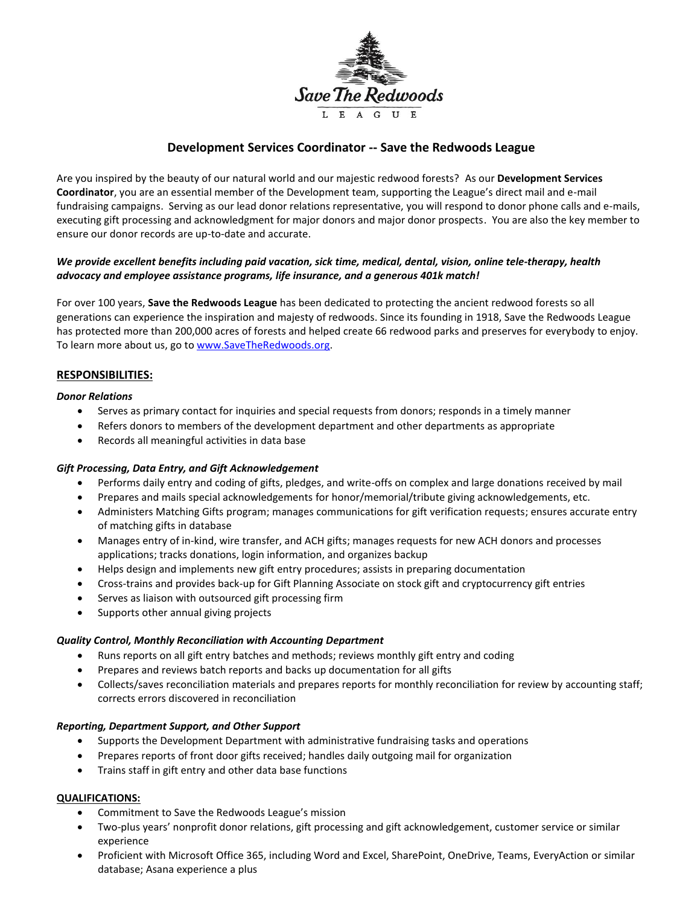Save The Redwoods
LEAGUE

# Development Services Coordinator -- Save the Redwoods League

Are you inspired by the beauty of our natural world and our majestic redwood forests? As our **Development Services Coordinator**, you are an essential member of the Development team, supporting the League's direct mail and e-mail fundraising campaigns. Serving as our lead donor relations representative, you will respond to donor phone calls and e-mails, executing gift processing and acknowledgment for major donors and major donor prospects. You are also the key member to ensure our donor records are up-to-date and accurate.

***We provide excellent benefits including paid vacation, sick time, medical, dental, vision, online tele-therapy, health advocacy and employee assistance programs, life insurance, and a generous 401k match!***

For over 100 years, **Save the Redwoods League** has been dedicated to protecting the ancient redwood forests so all generations can experience the inspiration and majesty of redwoods. Since its founding in 1918, Save the Redwoods League has protected more than 200,000 acres of forests and helped create 66 redwood parks and preserves for everybody to enjoy. To learn more about us, go to [www.SaveTheRedwoods.org](www.SaveTheRedwoods.org).

## RESPONSIBILITIES:

***Donor Relations***

- Serves as primary contact for inquiries and special requests from donors; responds in a timely manner
- Refers donors to members of the development department and other departments as appropriate
- Records all meaningful activities in data base

***Gift Processing, Data Entry, and Gift Acknowledgement***

- Performs daily entry and coding of gifts, pledges, and write-offs on complex and large donations received by mail
- Prepares and mails special acknowledgements for honor/memorial/tribute giving acknowledgements, etc.
- Administers Matching Gifts program; manages communications for gift verification requests; ensures accurate entry of matching gifts in database
- Manages entry of in-kind, wire transfer, and ACH gifts; manages requests for new ACH donors and processes applications; tracks donations, login information, and organizes backup
- Helps design and implements new gift entry procedures; assists in preparing documentation
- Cross-trains and provides back-up for Gift Planning Associate on stock gift and cryptocurrency gift entries
- Serves as liaison with outsourced gift processing firm
- Supports other annual giving projects

***Quality Control, Monthly Reconciliation with Accounting Department***

- Runs reports on all gift entry batches and methods; reviews monthly gift entry and coding
- Prepares and reviews batch reports and backs up documentation for all gifts
- Collects/saves reconciliation materials and prepares reports for monthly reconciliation for review by accounting staff; corrects errors discovered in reconciliation

***Reporting, Department Support, and Other Support***

- Supports the Development Department with administrative fundraising tasks and operations
- Prepares reports of front door gifts received; handles daily outgoing mail for organization
- Trains staff in gift entry and other data base functions

## QUALIFICATIONS:

- Commitment to Save the Redwoods League's mission
- Two-plus years' nonprofit donor relations, gift processing and gift acknowledgement, customer service or similar experience
- Proficient with Microsoft Office 365, including Word and Excel, SharePoint, OneDrive, Teams, EveryAction or similar database; Asana experience a plus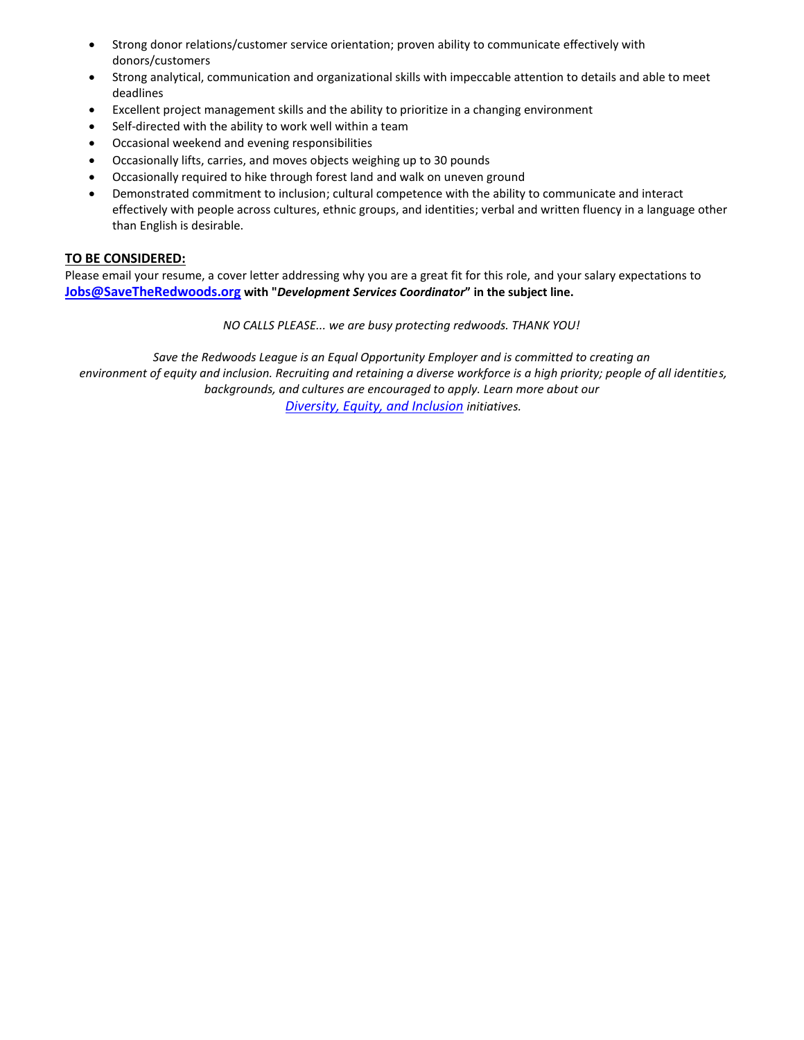- Strong donor relations/customer service orientation; proven ability to communicate effectively with donors/customers
- Strong analytical, communication and organizational skills with impeccable attention to details and able to meet deadlines
- Excellent project management skills and the ability to prioritize in a changing environment
- Self-directed with the ability to work well within a team
- Occasional weekend and evening responsibilities
- Occasionally lifts, carries, and moves objects weighing up to 30 pounds
- Occasionally required to hike through forest land and walk on uneven ground
- Demonstrated commitment to inclusion; cultural competence with the ability to communicate and interact effectively with people across cultures, ethnic groups, and identities; verbal and written fluency in a language other than English is desirable.

**TO BE CONSIDERED:**

Please email your resume, a cover letter addressing why you are a great fit for this role, and your salary expectations to **Jobs@SaveTheRedwoods.org with "*Development Services Coordinator*" in the subject line.**

*NO CALLS PLEASE... we are busy protecting redwoods. THANK YOU!*

*Save the Redwoods League is an Equal Opportunity Employer and is committed to creating an environment of equity and inclusion. Recruiting and retaining a diverse workforce is a high priority; people of all identities, backgrounds, and cultures are encouraged to apply. Learn more about our Diversity, Equity, and Inclusion initiatives.*